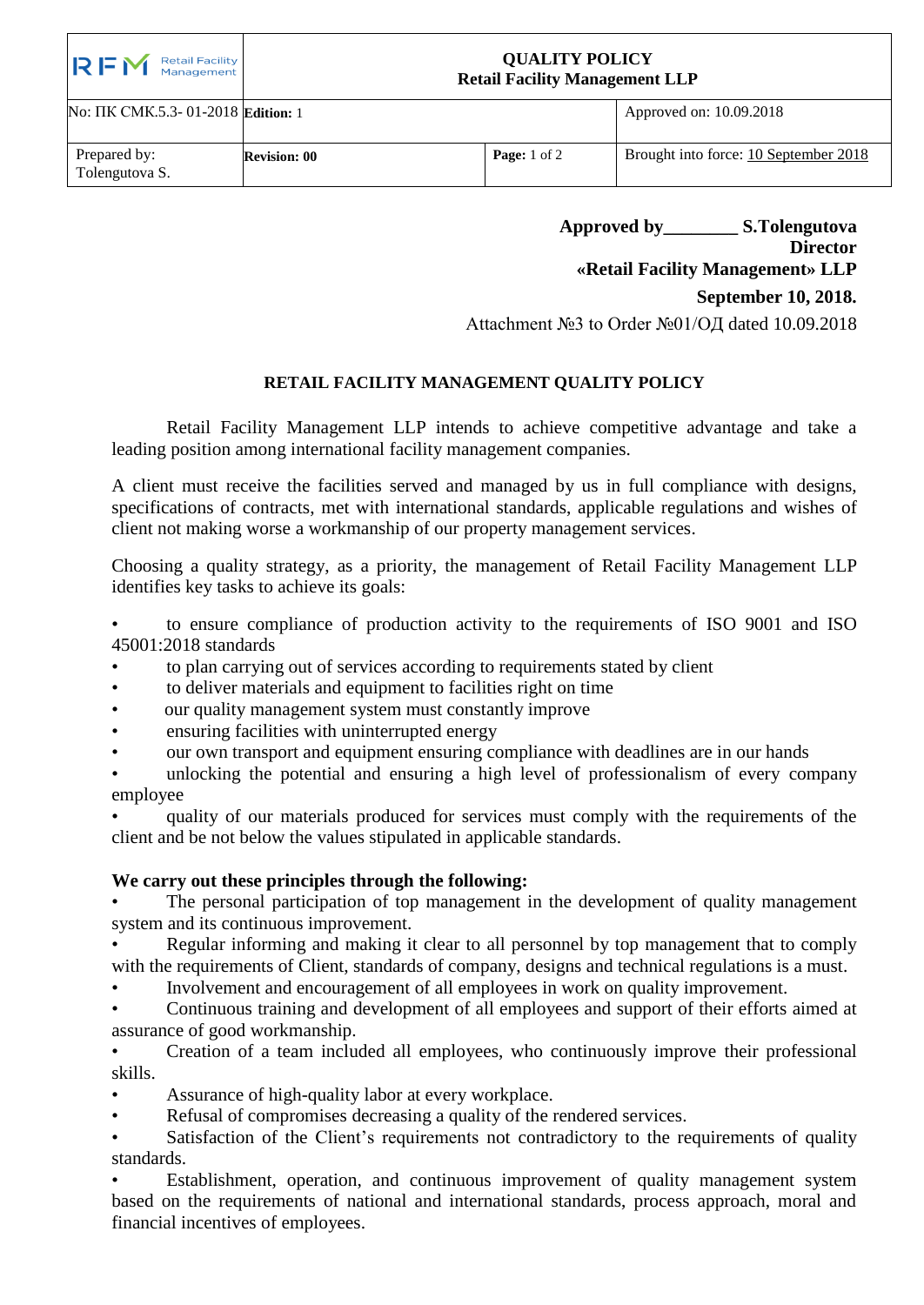| RFM Retail Facility Management | QUALITY POLICY<br>**Retail Facility Management LLP** | | |
|---|---|---|---|
| No: ПК СМК.5.3- 01-2018 | **Edition:** 1 | | Approved on: 10.09.2018 |
| Prepared by:<br>Tolengutova S. | **Revision: 00** | **Page:** 1 of 2 | Brought into force: 10 September 2018 |

**Approved by________ S.Tolengutova**
**Director**
**«Retail Facility Management» LLP**
**September 10, 2018.**

Attachment №3 to Order №01/ОД dated 10.09.2018

## RETAIL FACILITY MANAGEMENT QUALITY POLICY

Retail Facility Management LLP intends to achieve competitive advantage and take a leading position among international facility management companies.

A client must receive the facilities served and managed by us in full compliance with designs, specifications of contracts, met with international standards, applicable regulations and wishes of client not making worse a workmanship of our property management services.

Choosing a quality strategy, as a priority, the management of Retail Facility Management LLP identifies key tasks to achieve its goals:

- to ensure compliance of production activity to the requirements of ISO 9001 and ISO 45001:2018 standards
- to plan carrying out of services according to requirements stated by client
- to deliver materials and equipment to facilities right on time
- our quality management system must constantly improve
- ensuring facilities with uninterrupted energy
- our own transport and equipment ensuring compliance with deadlines are in our hands
- unlocking the potential and ensuring a high level of professionalism of every company employee
- quality of our materials produced for services must comply with the requirements of the client and be not below the values stipulated in applicable standards.

**We carry out these principles through the following:**

- The personal participation of top management in the development of quality management system and its continuous improvement.
- Regular informing and making it clear to all personnel by top management that to comply with the requirements of Client, standards of company, designs and technical regulations is a must.
- Involvement and encouragement of all employees in work on quality improvement.
- Continuous training and development of all employees and support of their efforts aimed at assurance of good workmanship.
- Creation of a team included all employees, who continuously improve their professional skills.
- Assurance of high-quality labor at every workplace.
- Refusal of compromises decreasing a quality of the rendered services.
- Satisfaction of the Client's requirements not contradictory to the requirements of quality standards.
- Establishment, operation, and continuous improvement of quality management system based on the requirements of national and international standards, process approach, moral and financial incentives of employees.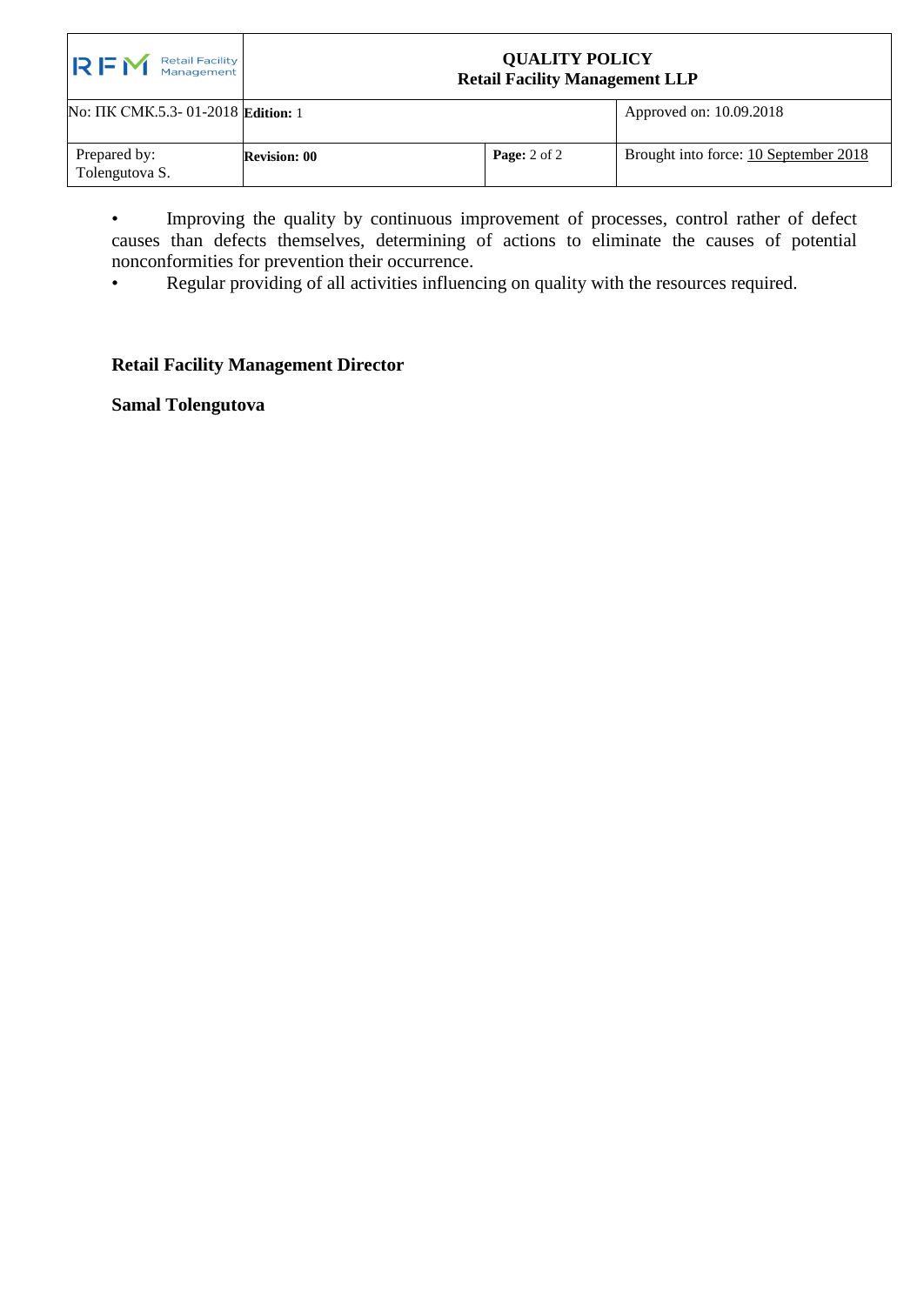- Improving the quality by continuous improvement of processes, control rather of defect causes than defects themselves, determining of actions to eliminate the causes of potential nonconformities for prevention their occurrence.
- Regular providing of all activities influencing on quality with the resources required.

**Retail Facility Management Director**

**Samal Tolengutova**